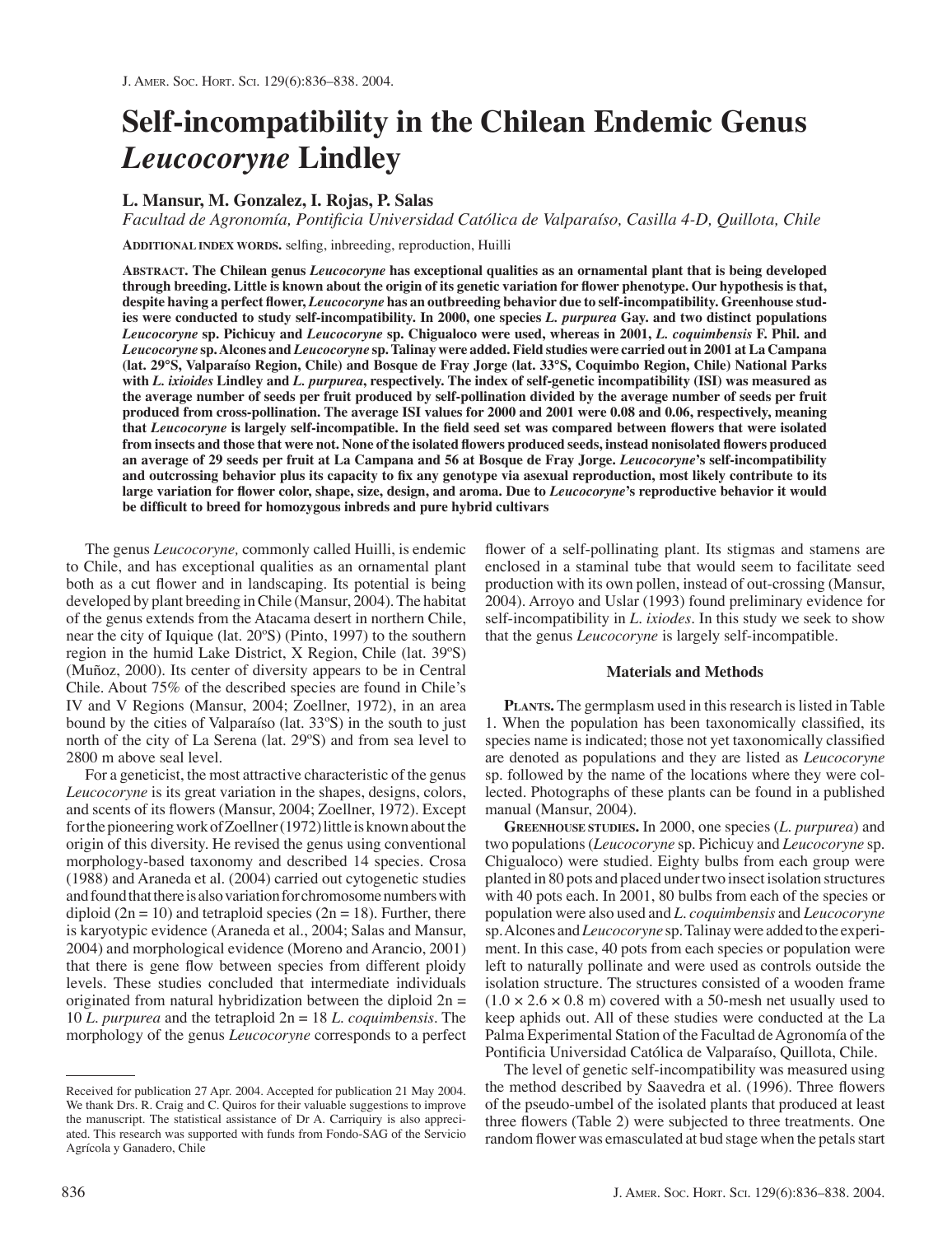# Self-incompatibility in the Chilean Endemic Genus *Leucocoryne* Lindley

**L. Mansur, M. Gonzalez, I. Rojas, P. Salas**

*Facultad de Agronomía, Pontificia Universidad Católica de Valparaíso, Casilla 4-D, Quillota, Chile*

**Additional index words.** selfing, inbreeding, reproduction, Huilli

**Abstract. The Chilean genus *Leucocoryne* has exceptional qualities as an ornamental plant that is being developed through breeding. Little is known about the origin of its genetic variation for flower phenotype. Our hypothesis is that, despite having a perfect flower, *Leucocoryne* has an outbreeding behavior due to self-incompatibility. Greenhouse studies were conducted to study self-incompatibility. In 2000, one species *L. purpurea* Gay. and two distinct populations *Leucocoryne* sp. Pichicuy and *Leucocoryne* sp. Chigualoco were used, whereas in 2001, *L. coquimbensis* F. Phil. and *Leucocoryne* sp. Alcones and *Leucocoryne* sp. Talinay were added. Field studies were carried out in 2001 at La Campana (lat. 29°S, Valparaíso Region, Chile) and Bosque de Fray Jorge (lat. 33°S, Coquimbo Region, Chile) National Parks with *L. ixioides* Lindley and *L. purpurea*, respectively. The index of self-genetic incompatibility (ISI) was measured as the average number of seeds per fruit produced by self-pollination divided by the average number of seeds per fruit produced from cross-pollination. The average ISI values for 2000 and 2001 were 0.08 and 0.06, respectively, meaning that *Leucocoryne* is largely self-incompatible. In the field seed set was compared between flowers that were isolated from insects and those that were not. None of the isolated flowers produced seeds, instead nonisolated flowers produced an average of 29 seeds per fruit at La Campana and 56 at Bosque de Fray Jorge. *Leucocoryne*'s self-incompatibility and outcrossing behavior plus its capacity to fix any genotype via asexual reproduction, most likely contribute to its large variation for flower color, shape, size, design, and aroma. Due to *Leucocoryne*'s reproductive behavior it would be difficult to breed for homozygous inbreds and pure hybrid cultivars**

The genus *Leucocoryne,* commonly called Huilli, is endemic to Chile, and has exceptional qualities as an ornamental plant both as a cut flower and in landscaping. Its potential is being developed by plant breeding in Chile (Mansur, 2004). The habitat of the genus extends from the Atacama desert in northern Chile, near the city of Iquique (lat. 20ºS) (Pinto, 1997) to the southern region in the humid Lake District, X Region, Chile (lat. 39ºS) (Muñoz, 2000). Its center of diversity appears to be in Central Chile. About 75% of the described species are found in Chile's IV and V Regions (Mansur, 2004; Zoellner, 1972), in an area bound by the cities of Valparaíso (lat. 33ºS) in the south to just north of the city of La Serena (lat. 29ºS) and from sea level to 2800 m above seal level.

For a geneticist, the most attractive characteristic of the genus *Leucocoryne* is its great variation in the shapes, designs, colors, and scents of its flowers (Mansur, 2004; Zoellner, 1972). Except for the pioneering work of Zoellner (1972) little is known about the origin of this diversity. He revised the genus using conventional morphology-based taxonomy and described 14 species. Crosa (1988) and Araneda et al. (2004) carried out cytogenetic studies and found that there is also variation for chromosome numbers with diploid ($2n = 10$) and tetraploid species ($2n = 18$). Further, there is karyotypic evidence (Araneda et al., 2004; Salas and Mansur, 2004) and morphological evidence (Moreno and Arancio, 2001) that there is gene flow between species from different ploidy levels. These studies concluded that intermediate individuals originated from natural hybridization between the diploid $2n = 10$ *L. purpurea* and the tetraploid $2n = 18$ *L. coquimbensis*. The morphology of the genus *Leucocoryne* corresponds to a perfect flower of a self-pollinating plant. Its stigmas and stamens are enclosed in a staminal tube that would seem to facilitate seed production with its own pollen, instead of out-crossing (Mansur, 2004). Arroyo and Uslar (1993) found preliminary evidence for self-incompatibility in *L. ixiodes*. In this study we seek to show that the genus *Leucocoryne* is largely self-incompatible.

## Materials and Methods

**Plants.** The germplasm used in this research is listed in Table 1. When the population has been taxonomically classified, its species name is indicated; those not yet taxonomically classified are denoted as populations and they are listed as *Leucocoryne* sp. followed by the name of the locations where they were collected. Photographs of these plants can be found in a published manual (Mansur, 2004).

**Greenhouse studies.** In 2000, one species (*L. purpurea*) and two populations (*Leucocoryne* sp. Pichicuy and *Leucocoryne* sp. Chigualoco) were studied. Eighty bulbs from each group were planted in 80 pots and placed under two insect isolation structures with 40 pots each. In 2001, 80 bulbs from each of the species or population were also used and *L. coquimbensis* and *Leucocoryne* sp. Alcones and *Leucocoryne* sp. Talinay were added to the experiment. In this case, 40 pots from each species or population were left to naturally pollinate and were used as controls outside the isolation structure. The structures consisted of a wooden frame (1.0 × 2.6 × 0.8 m) covered with a 50-mesh net usually used to keep aphids out. All of these studies were conducted at the La Palma Experimental Station of the Facultad de Agronomía of the Pontificia Universidad Católica de Valparaíso, Quillota, Chile.

The level of genetic self-incompatibility was measured using the method described by Saavedra et al. (1996). Three flowers of the pseudo-umbel of the isolated plants that produced at least three flowers (Table 2) were subjected to three treatments. One random flower was emasculated at bud stage when the petals start

---

Received for publication 27 Apr. 2004. Accepted for publication 21 May 2004. We thank Drs. R. Craig and C. Quiros for their valuable suggestions to improve the manuscript. The statistical assistance of Dr A. Carriquiry is also appreciated. This research was supported with funds from Fondo-SAG of the Servicio Agrícola y Ganadero, Chile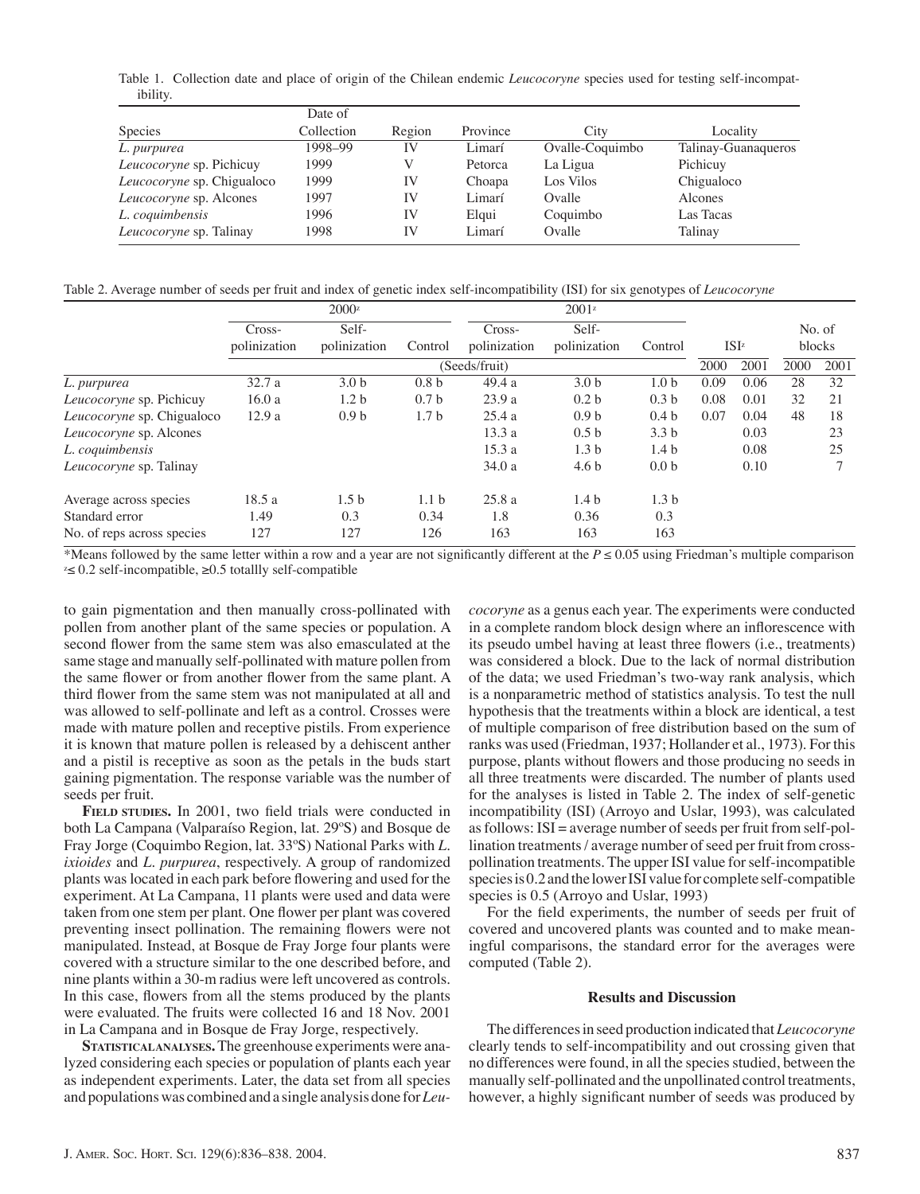Table 1. Collection date and place of origin of the Chilean endemic *Leucocoryne* species used for testing self-incompatibility.

| Species | Date of Collection | Region | Province | City | Locality |
|---|---|---|---|---|---|
| *L. purpurea* | 1998–99 | IV | Limarí | Ovalle-Coquimbo | Talinay-Guanaqueros |
| *Leucocoryne* sp. Pichicuy | 1999 | V | Petorca | La Ligua | Pichicuy |
| *Leucocoryne* sp. Chigualoco | 1999 | IV | Choapa | Los Vilos | Chigualoco |
| *Leucocoryne* sp. Alcones | 1997 | IV | Limarí | Ovalle | Alcones |
| *L. coquimbensis* | 1996 | IV | Elqui | Coquimbo | Las Tacas |
| *Leucocoryne* sp. Talinay | 1998 | IV | Limarí | Ovalle | Talinay |

Table 2. Average number of seeds per fruit and index of genetic index self-incompatibility (ISI) for six genotypes of *Leucocoryne*

| | 2000[z] | | | 2001[z] | | | | | | |
|---|---|---|---|---|---|---|---|---|---|---|
| | Cross-polinization | Self-polinization | Control | Cross-polinization | Self-polinization | Control | ISI[z] | | No. of blocks | |
| | (Seeds/fruit) | | | | | | 2000 | 2001 | 2000 | 2001 |
| *L. purpurea* | 32.7 a | 3.0 b | 0.8 b | 49.4 a | 3.0 b | 1.0 b | 0.09 | 0.06 | 28 | 32 |
| *Leucocoryne* sp. Pichicuy | 16.0 a | 1.2 b | 0.7 b | 23.9 a | 0.2 b | 0.3 b | 0.08 | 0.01 | 32 | 21 |
| *Leucocoryne* sp. Chigualoco | 12.9 a | 0.9 b | 1.7 b | 25.4 a | 0.9 b | 0.4 b | 0.07 | 0.04 | 48 | 18 |
| *Leucocoryne* sp. Alcones | | | | 13.3 a | 0.5 b | 3.3 b | | 0.03 | | 23 |
| *L. coquimbensis* | | | | 15.3 a | 1.3 b | 1.4 b | | 0.08 | | 25 |
| *Leucocoryne* sp. Talinay | | | | 34.0 a | 4.6 b | 0.0 b | | 0.10 | | 7 |
| Average across species | 18.5 a | 1.5 b | 1.1 b | 25.8 a | 1.4 b | 1.3 b | | | | |
| Standard error | 1.49 | 0.3 | 0.34 | 1.8 | 0.36 | 0.3 | | | | |
| No. of reps across species | 127 | 127 | 126 | 163 | 163 | 163 | | | | |

*Means followed by the same letter within a row and a year are not significantly different at the $P \leq 0.05$ using Friedman's multiple comparison

[z]≤ 0.2 self-incompatible, ≥0.5 totallly self-compatible

to gain pigmentation and then manually cross-pollinated with pollen from another plant of the same species or population. A second flower from the same stem was also emasculated at the same stage and manually self-pollinated with mature pollen from the same flower or from another flower from the same plant. A third flower from the same stem was not manipulated at all and was allowed to self-pollinate and left as a control. Crosses were made with mature pollen and receptive pistils. From experience it is known that mature pollen is released by a dehiscent anther and a pistil is receptive as soon as the petals in the buds start gaining pigmentation. The response variable was the number of seeds per fruit.

**Field studies.** In 2001, two field trials were conducted in both La Campana (Valparaíso Region, lat. 29ºS) and Bosque de Fray Jorge (Coquimbo Region, lat. 33ºS) National Parks with *L. ixioides* and *L. purpurea*, respectively. A group of randomized plants was located in each park before flowering and used for the experiment. At La Campana, 11 plants were used and data were taken from one stem per plant. One flower per plant was covered preventing insect pollination. The remaining flowers were not manipulated. Instead, at Bosque de Fray Jorge four plants were covered with a structure similar to the one described before, and nine plants within a 30-m radius were left uncovered as controls. In this case, flowers from all the stems produced by the plants were evaluated. The fruits were collected 16 and 18 Nov. 2001 in La Campana and in Bosque de Fray Jorge, respectively.

**Statistical analyses.** The greenhouse experiments were analyzed considering each species or population of plants each year as independent experiments. Later, the data set from all species and populations was combined and a single analysis done for *Leucocoryne* as a genus each year. The experiments were conducted in a complete random block design where an inflorescence with its pseudo umbel having at least three flowers (i.e., treatments) was considered a block. Due to the lack of normal distribution of the data; we used Friedman's two-way rank analysis, which is a nonparametric method of statistics analysis. To test the null hypothesis that the treatments within a block are identical, a test of multiple comparison of free distribution based on the sum of ranks was used (Friedman, 1937; Hollander et al., 1973). For this purpose, plants without flowers and those producing no seeds in all three treatments were discarded. The number of plants used for the analyses is listed in Table 2. The index of self-genetic incompatibility (ISI) (Arroyo and Uslar, 1993), was calculated as follows: ISI = average number of seeds per fruit from self-pollination treatments / average number of seed per fruit from cross-pollination treatments. The upper ISI value for self-incompatible species is 0.2 and the lower ISI value for complete self-compatible species is 0.5 (Arroyo and Uslar, 1993)

For the field experiments, the number of seeds per fruit of covered and uncovered plants was counted and to make meaningful comparisons, the standard error for the averages were computed (Table 2).

## Results and Discussion

The differences in seed production indicated that *Leucocoryne* clearly tends to self-incompatibility and out crossing given that no differences were found, in all the species studied, between the manually self-pollinated and the unpollinated control treatments, however, a highly significant number of seeds was produced by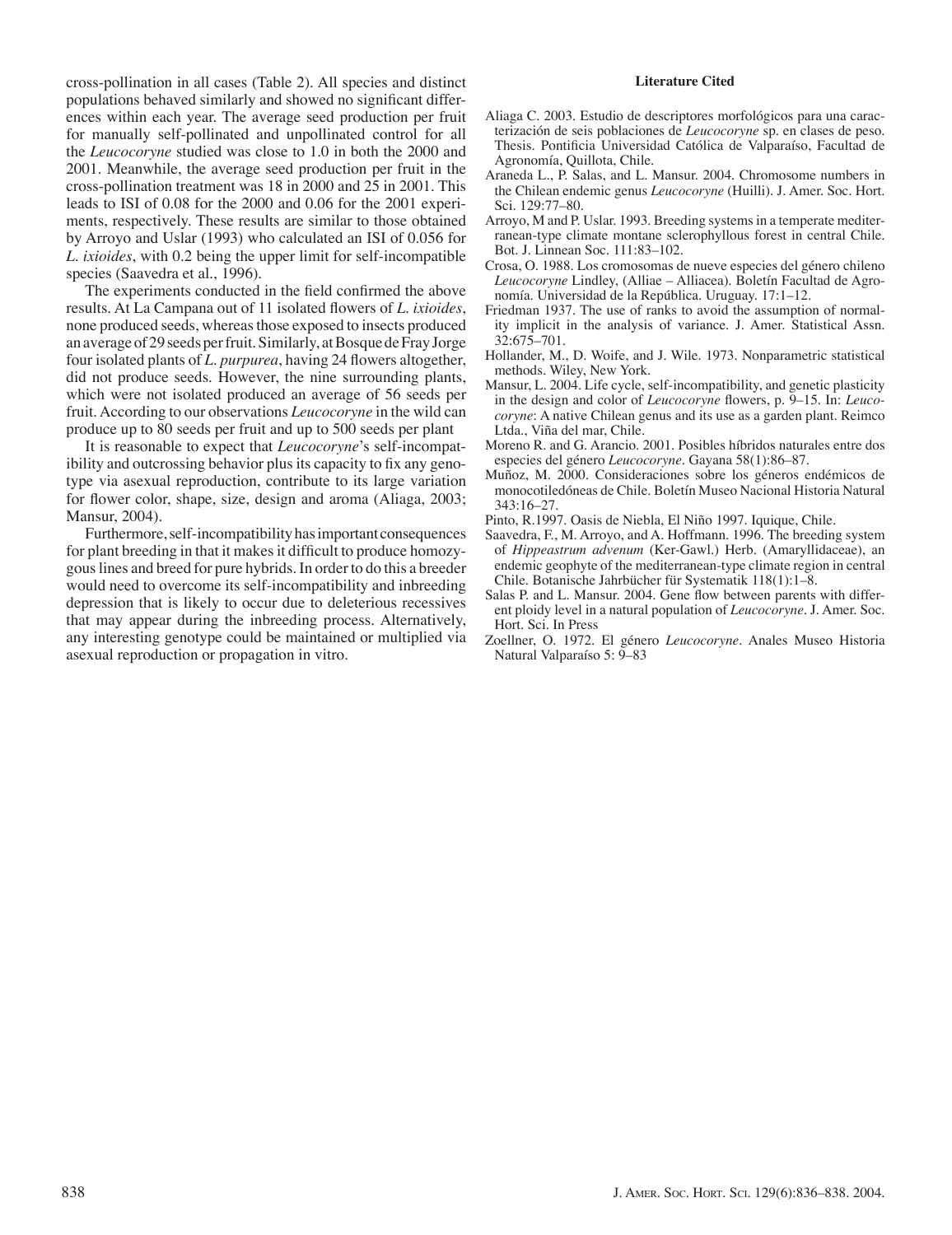cross-pollination in all cases (Table 2). All species and distinct populations behaved similarly and showed no significant differences within each year. The average seed production per fruit for manually self-pollinated and unpollinated control for all the *Leucocoryne* studied was close to 1.0 in both the 2000 and 2001. Meanwhile, the average seed production per fruit in the cross-pollination treatment was 18 in 2000 and 25 in 2001. This leads to ISI of 0.08 for the 2000 and 0.06 for the 2001 experiments, respectively. These results are similar to those obtained by Arroyo and Uslar (1993) who calculated an ISI of 0.056 for *L. ixioides*, with 0.2 being the upper limit for self-incompatible species (Saavedra et al., 1996).

The experiments conducted in the field confirmed the above results. At La Campana out of 11 isolated flowers of *L. ixioides*, none produced seeds, whereas those exposed to insects produced an average of 29 seeds per fruit. Similarly, at Bosque de Fray Jorge four isolated plants of *L. purpurea*, having 24 flowers altogether, did not produce seeds. However, the nine surrounding plants, which were not isolated produced an average of 56 seeds per fruit. According to our observations *Leucocoryne* in the wild can produce up to 80 seeds per fruit and up to 500 seeds per plant

It is reasonable to expect that *Leucocoryne*'s self-incompatibility and outcrossing behavior plus its capacity to fix any genotype via asexual reproduction, contribute to its large variation for flower color, shape, size, design and aroma (Aliaga, 2003; Mansur, 2004).

Furthermore, self-incompatibility has important consequences for plant breeding in that it makes it difficult to produce homozygous lines and breed for pure hybrids. In order to do this a breeder would need to overcome its self-incompatibility and inbreeding depression that is likely to occur due to deleterious recessives that may appear during the inbreeding process. Alternatively, any interesting genotype could be maintained or multiplied via asexual reproduction or propagation in vitro.

## Literature Cited

Aliaga C. 2003. Estudio de descriptores morfológicos para una caracterización de seis poblaciones de *Leucocoryne* sp. en clases de peso. Thesis. Pontificia Universidad Católica de Valparaíso, Facultad de Agronomía, Quillota, Chile.

Araneda L., P. Salas, and L. Mansur. 2004. Chromosome numbers in the Chilean endemic genus *Leucocoryne* (Huilli). J. Amer. Soc. Hort. Sci. 129:77–80.

Arroyo, M and P. Uslar. 1993. Breeding systems in a temperate mediterranean-type climate montane sclerophyllous forest in central Chile. Bot. J. Linnean Soc. 111:83–102.

Crosa, O. 1988. Los cromosomas de nueve especies del género chileno *Leucocoryne* Lindley, (Alliae – Alliacea). Boletín Facultad de Agronomía. Universidad de la República. Uruguay. 17:1–12.

Friedman 1937. The use of ranks to avoid the assumption of normality implicit in the analysis of variance. J. Amer. Statistical Assn. 32:675–701.

Hollander, M., D. Woife, and J. Wile. 1973. Nonparametric statistical methods. Wiley, New York.

Mansur, L. 2004. Life cycle, self-incompatibility, and genetic plasticity in the design and color of *Leucocoryne* flowers, p. 9–15. In: *Leucocoryne*: A native Chilean genus and its use as a garden plant. Reimco Ltda., Viña del mar, Chile.

Moreno R. and G. Arancio. 2001. Posibles híbridos naturales entre dos especies del género *Leucocoryne*. Gayana 58(1):86–87.

Muñoz, M. 2000. Consideraciones sobre los géneros endémicos de monocotiledóneas de Chile. Boletín Museo Nacional Historia Natural 343:16–27.

Pinto, R.1997. Oasis de Niebla, El Niño 1997. Iquique, Chile.

Saavedra, F., M. Arroyo, and A. Hoffmann. 1996. The breeding system of *Hippeastrum advenum* (Ker-Gawl.) Herb. (Amaryllidaceae), an endemic geophyte of the mediterranean-type climate region in central Chile. Botanische Jahrbücher für Systematik 118(1):1–8.

Salas P. and L. Mansur. 2004. Gene flow between parents with different ploidy level in a natural population of *Leucocoryne*. J. Amer. Soc. Hort. Sci. In Press

Zoellner, O. 1972. El género *Leucocoryne*. Anales Museo Historia Natural Valparaíso 5: 9–83